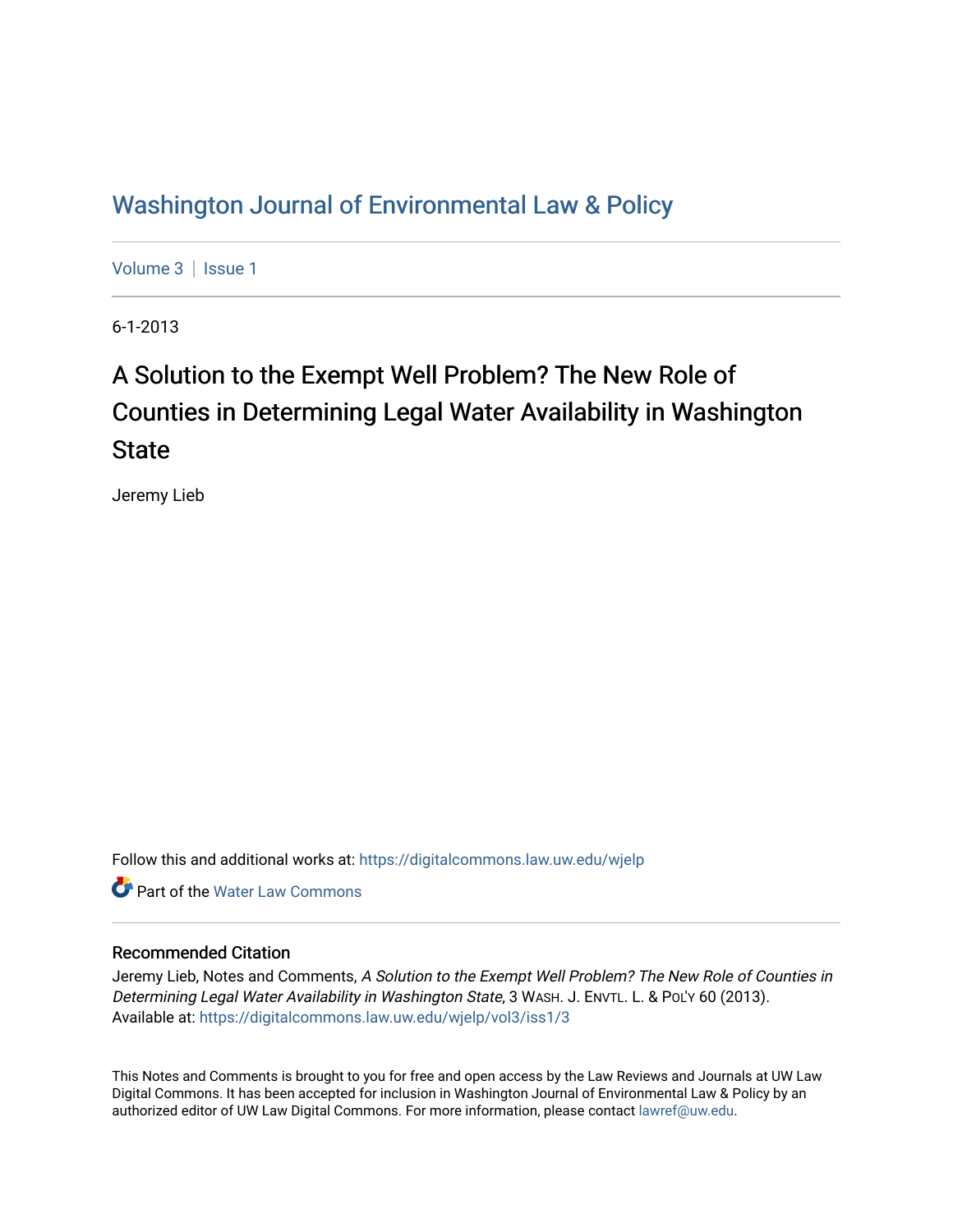# Washington Journal of Environmental Law & Policy

Volume 3 | Issue 1

6-1-2013

## A Solution to the Exempt Well Problem? The New Role of Counties in Determining Legal Water Availability in Washington State

Jeremy Lieb

Follow this and additional works at: https://digitalcommons.law.uw.edu/wjelp

Part of the Water Law Commons

### Recommended Citation

Jeremy Lieb, Notes and Comments, *A Solution to the Exempt Well Problem? The New Role of Counties in Determining Legal Water Availability in Washington State*, 3 WASH. J. ENVTL. L. & POL'Y 60 (2013).
Available at: https://digitalcommons.law.uw.edu/wjelp/vol3/iss1/3

This Notes and Comments is brought to you for free and open access by the Law Reviews and Journals at UW Law Digital Commons. It has been accepted for inclusion in Washington Journal of Environmental Law & Policy by an authorized editor of UW Law Digital Commons. For more information, please contact lawref@uw.edu.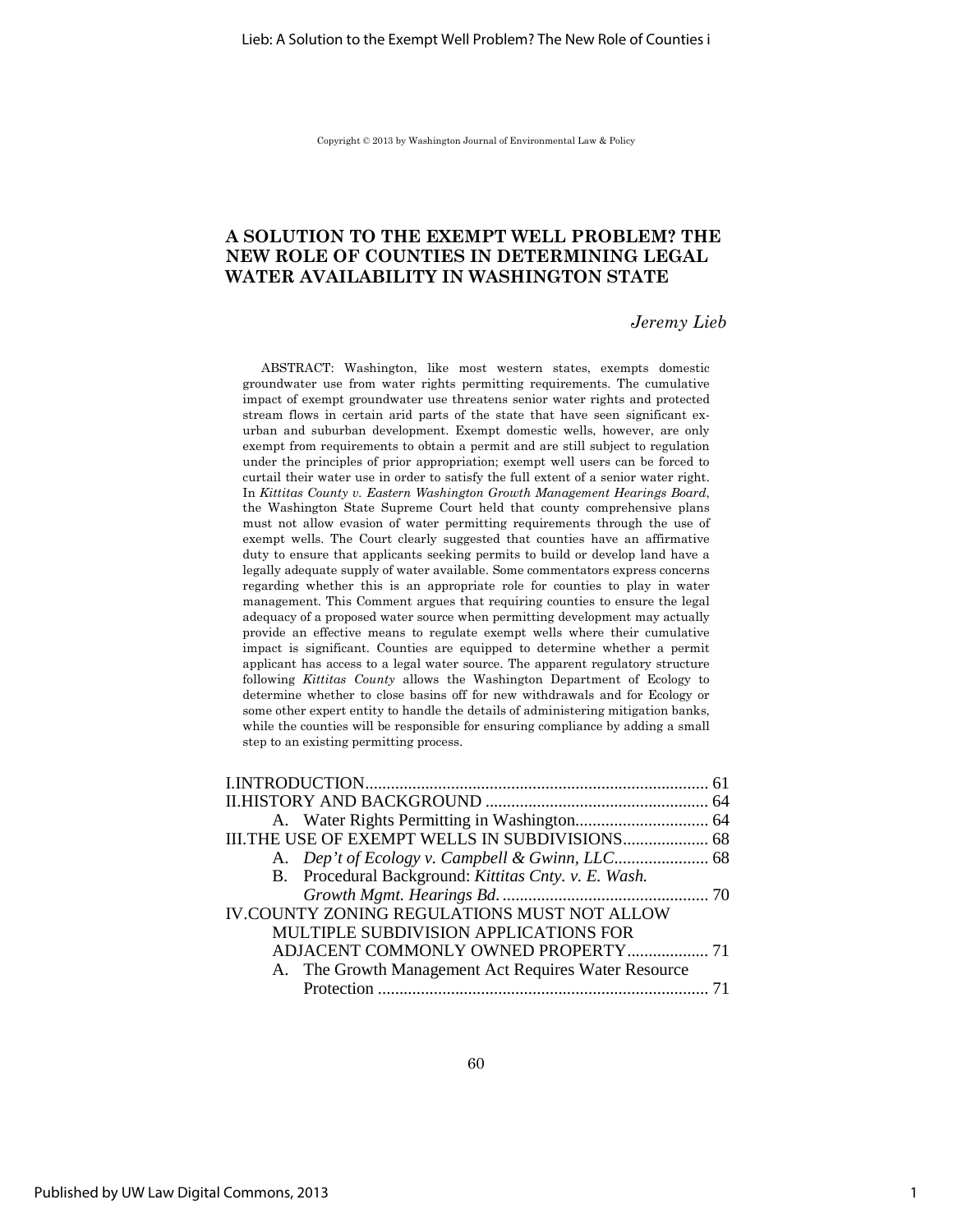Copyright © 2013 by Washington Journal of Environmental Law & Policy

# A SOLUTION TO THE EXEMPT WELL PROBLEM? THE NEW ROLE OF COUNTIES IN DETERMINING LEGAL WATER AVAILABILITY IN WASHINGTON STATE

*Jeremy Lieb*

ABSTRACT: Washington, like most western states, exempts domestic groundwater use from water rights permitting requirements. The cumulative impact of exempt groundwater use threatens senior water rights and protected stream flows in certain arid parts of the state that have seen significant ex-urban and suburban development. Exempt domestic wells, however, are only exempt from requirements to obtain a permit and are still subject to regulation under the principles of prior appropriation; exempt well users can be forced to curtail their water use in order to satisfy the full extent of a senior water right. In *Kittitas County v. Eastern Washington Growth Management Hearings Board*, the Washington State Supreme Court held that county comprehensive plans must not allow evasion of water permitting requirements through the use of exempt wells. The Court clearly suggested that counties have an affirmative duty to ensure that applicants seeking permits to build or develop land have a legally adequate supply of water available. Some commentators express concerns regarding whether this is an appropriate role for counties to play in water management. This Comment argues that requiring counties to ensure the legal adequacy of a proposed water source when permitting development may actually provide an effective means to regulate exempt wells where their cumulative impact is significant. Counties are equipped to determine whether a permit applicant has access to a legal water source. The apparent regulatory structure following *Kittitas County* allows the Washington Department of Ecology to determine whether to close basins off for new withdrawals and for Ecology or some other expert entity to handle the details of administering mitigation banks, while the counties will be responsible for ensuring compliance by adding a small step to an existing permitting process.

I. INTRODUCTION .............................................................................. 61
II. HISTORY AND BACKGROUND .................................................... 64
    A. Water Rights Permitting in Washington ............................... 64
III. THE USE OF EXEMPT WELLS IN SUBDIVISIONS .................... 68
    A. *Dep't of Ecology v. Campbell & Gwinn, LLC* ...................... 68
    B. Procedural Background: *Kittitas Cnty. v. E. Wash. Growth Mgmt. Hearings Bd.* ................................................ 70
IV. COUNTY ZONING REGULATIONS MUST NOT ALLOW MULTIPLE SUBDIVISION APPLICATIONS FOR ADJACENT COMMONLY OWNED PROPERTY ................... 71
    A. The Growth Management Act Requires Water Resource Protection ............................................................................ 71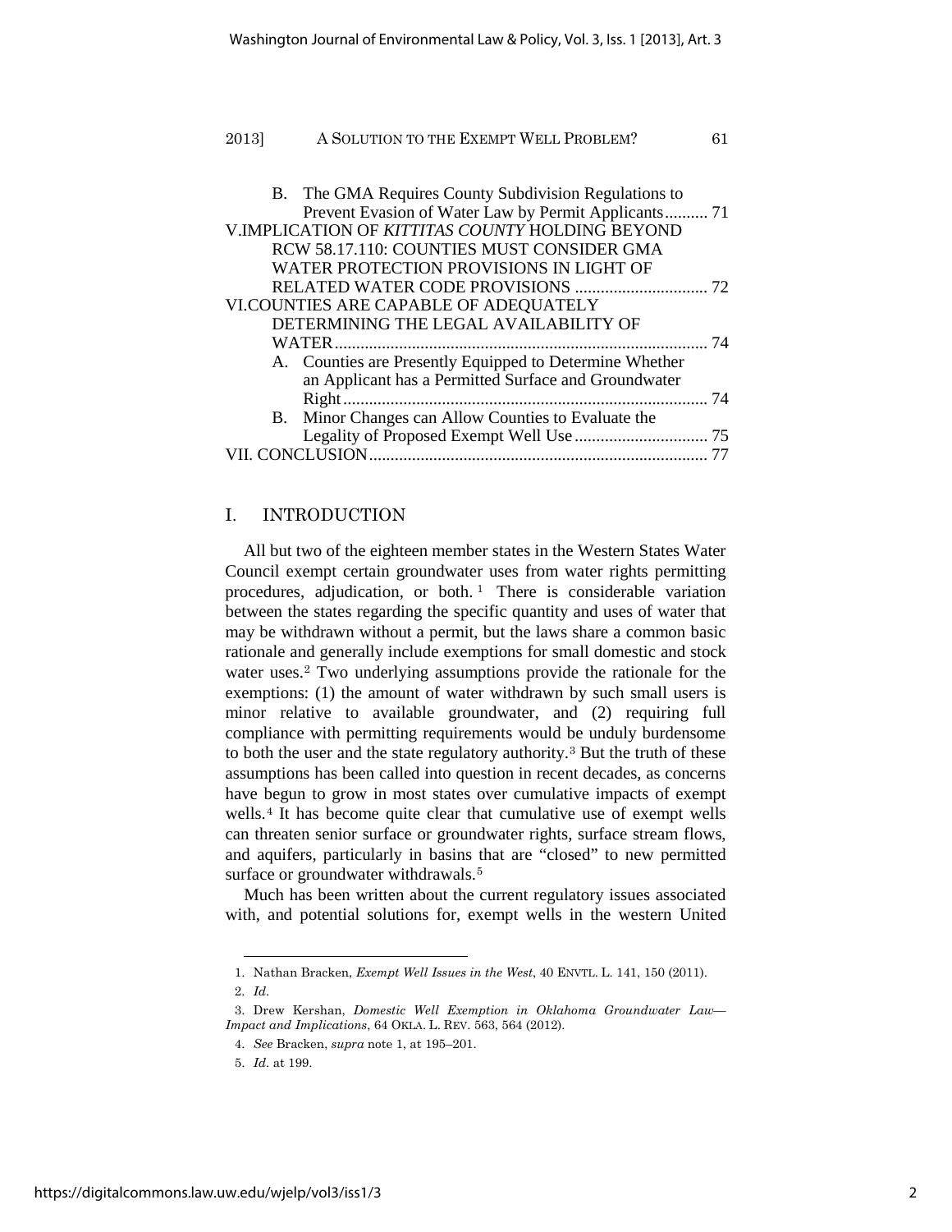B. The GMA Requires County Subdivision Regulations to Prevent Evasion of Water Law by Permit Applicants .......... 71

V. IMPLICATION OF *KITTITAS COUNTY* HOLDING BEYOND RCW 58.17.110: COUNTIES MUST CONSIDER GMA WATER PROTECTION PROVISIONS IN LIGHT OF RELATED WATER CODE PROVISIONS .............................. 72

VI. COUNTIES ARE CAPABLE OF ADEQUATELY DETERMINING THE LEGAL AVAILABILITY OF WATER ...................................................................................... 74

A. Counties are Presently Equipped to Determine Whether an Applicant has a Permitted Surface and Groundwater Right .................................................................................... 74

B. Minor Changes can Allow Counties to Evaluate the Legality of Proposed Exempt Well Use ............................... 75

VII. CONCLUSION ............................................................................... 77

## I. INTRODUCTION

All but two of the eighteen member states in the Western States Water Council exempt certain groundwater uses from water rights permitting procedures, adjudication, or both.[1] There is considerable variation between the states regarding the specific quantity and uses of water that may be withdrawn without a permit, but the laws share a common basic rationale and generally include exemptions for small domestic and stock water uses.[2] Two underlying assumptions provide the rationale for the exemptions: (1) the amount of water withdrawn by such small users is minor relative to available groundwater, and (2) requiring full compliance with permitting requirements would be unduly burdensome to both the user and the state regulatory authority.[3] But the truth of these assumptions has been called into question in recent decades, as concerns have begun to grow in most states over cumulative impacts of exempt wells.[4] It has become quite clear that cumulative use of exempt wells can threaten senior surface or groundwater rights, surface stream flows, and aquifers, particularly in basins that are "closed" to new permitted surface or groundwater withdrawals.[5]

Much has been written about the current regulatory issues associated with, and potential solutions for, exempt wells in the western United

---

1. Nathan Bracken, *Exempt Well Issues in the West*, 40 ENVTL. L. 141, 150 (2011).

2. *Id*.

3. Drew Kershan, *Domestic Well Exemption in Oklahoma Groundwater Law—Impact and Implications*, 64 OKLA. L. REV. 563, 564 (2012).

4. *See* Bracken, *supra* note 1, at 195–201.

5. *Id*. at 199.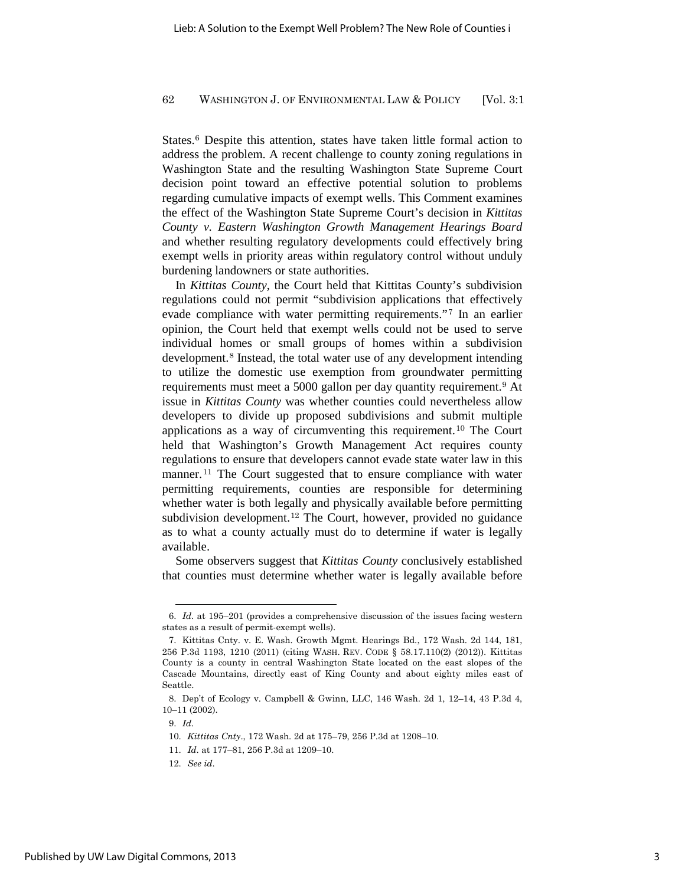States.[6] Despite this attention, states have taken little formal action to address the problem. A recent challenge to county zoning regulations in Washington State and the resulting Washington State Supreme Court decision point toward an effective potential solution to problems regarding cumulative impacts of exempt wells. This Comment examines the effect of the Washington State Supreme Court's decision in *Kittitas County v. Eastern Washington Growth Management Hearings Board* and whether resulting regulatory developments could effectively bring exempt wells in priority areas within regulatory control without unduly burdening landowners or state authorities.

In *Kittitas County*, the Court held that Kittitas County's subdivision regulations could not permit "subdivision applications that effectively evade compliance with water permitting requirements."[7] In an earlier opinion, the Court held that exempt wells could not be used to serve individual homes or small groups of homes within a subdivision development.[8] Instead, the total water use of any development intending to utilize the domestic use exemption from groundwater permitting requirements must meet a 5000 gallon per day quantity requirement.[9] At issue in *Kittitas County* was whether counties could nevertheless allow developers to divide up proposed subdivisions and submit multiple applications as a way of circumventing this requirement.[10] The Court held that Washington's Growth Management Act requires county regulations to ensure that developers cannot evade state water law in this manner.[11] The Court suggested that to ensure compliance with water permitting requirements, counties are responsible for determining whether water is both legally and physically available before permitting subdivision development.[12] The Court, however, provided no guidance as to what a county actually must do to determine if water is legally available.

Some observers suggest that *Kittitas County* conclusively established that counties must determine whether water is legally available before

---

6. *Id*. at 195–201 (provides a comprehensive discussion of the issues facing western states as a result of permit-exempt wells).

7. Kittitas Cnty. v. E. Wash. Growth Mgmt. Hearings Bd., 172 Wash. 2d 144, 181, 256 P.3d 1193, 1210 (2011) (citing WASH. REV. CODE § 58.17.110(2) (2012)). Kittitas County is a county in central Washington State located on the east slopes of the Cascade Mountains, directly east of King County and about eighty miles east of Seattle.

8. Dep't of Ecology v. Campbell & Gwinn, LLC, 146 Wash. 2d 1, 12–14, 43 P.3d 4, 10–11 (2002).

9. *Id*.

10. *Kittitas Cnty*., 172 Wash. 2d at 175–79, 256 P.3d at 1208–10.

11. *Id*. at 177–81, 256 P.3d at 1209–10.

12. *See id*.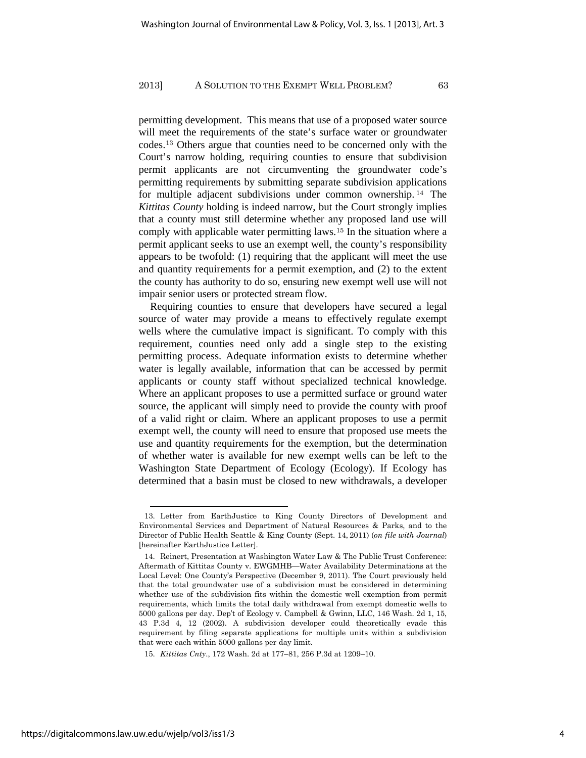permitting development. This means that use of a proposed water source will meet the requirements of the state's surface water or groundwater codes.[13] Others argue that counties need to be concerned only with the Court's narrow holding, requiring counties to ensure that subdivision permit applicants are not circumventing the groundwater code's permitting requirements by submitting separate subdivision applications for multiple adjacent subdivisions under common ownership.[14] The *Kittitas County* holding is indeed narrow, but the Court strongly implies that a county must still determine whether any proposed land use will comply with applicable water permitting laws.[15] In the situation where a permit applicant seeks to use an exempt well, the county's responsibility appears to be twofold: (1) requiring that the applicant will meet the use and quantity requirements for a permit exemption, and (2) to the extent the county has authority to do so, ensuring new exempt well use will not impair senior users or protected stream flow.

Requiring counties to ensure that developers have secured a legal source of water may provide a means to effectively regulate exempt wells where the cumulative impact is significant. To comply with this requirement, counties need only add a single step to the existing permitting process. Adequate information exists to determine whether water is legally available, information that can be accessed by permit applicants or county staff without specialized technical knowledge. Where an applicant proposes to use a permitted surface or ground water source, the applicant will simply need to provide the county with proof of a valid right or claim. Where an applicant proposes to use a permit exempt well, the county will need to ensure that proposed use meets the use and quantity requirements for the exemption, but the determination of whether water is available for new exempt wells can be left to the Washington State Department of Ecology (Ecology). If Ecology has determined that a basin must be closed to new withdrawals, a developer

---

13. Letter from EarthJustice to King County Directors of Development and Environmental Services and Department of Natural Resources & Parks, and to the Director of Public Health Seattle & King County (Sept. 14, 2011) (*on file with Journal*) [hereinafter EarthJustice Letter].

14. Reinert, Presentation at Washington Water Law & The Public Trust Conference: Aftermath of Kittitas County v. EWGMHB—Water Availability Determinations at the Local Level: One County's Perspective (December 9, 2011). The Court previously held that the total groundwater use of a subdivision must be considered in determining whether use of the subdivision fits within the domestic well exemption from permit requirements, which limits the total daily withdrawal from exempt domestic wells to 5000 gallons per day. Dep't of Ecology v. Campbell & Gwinn, LLC, 146 Wash. 2d 1, 15, 43 P.3d 4, 12 (2002). A subdivision developer could theoretically evade this requirement by filing separate applications for multiple units within a subdivision that were each within 5000 gallons per day limit.

15. *Kittitas Cnty*., 172 Wash. 2d at 177–81, 256 P.3d at 1209–10.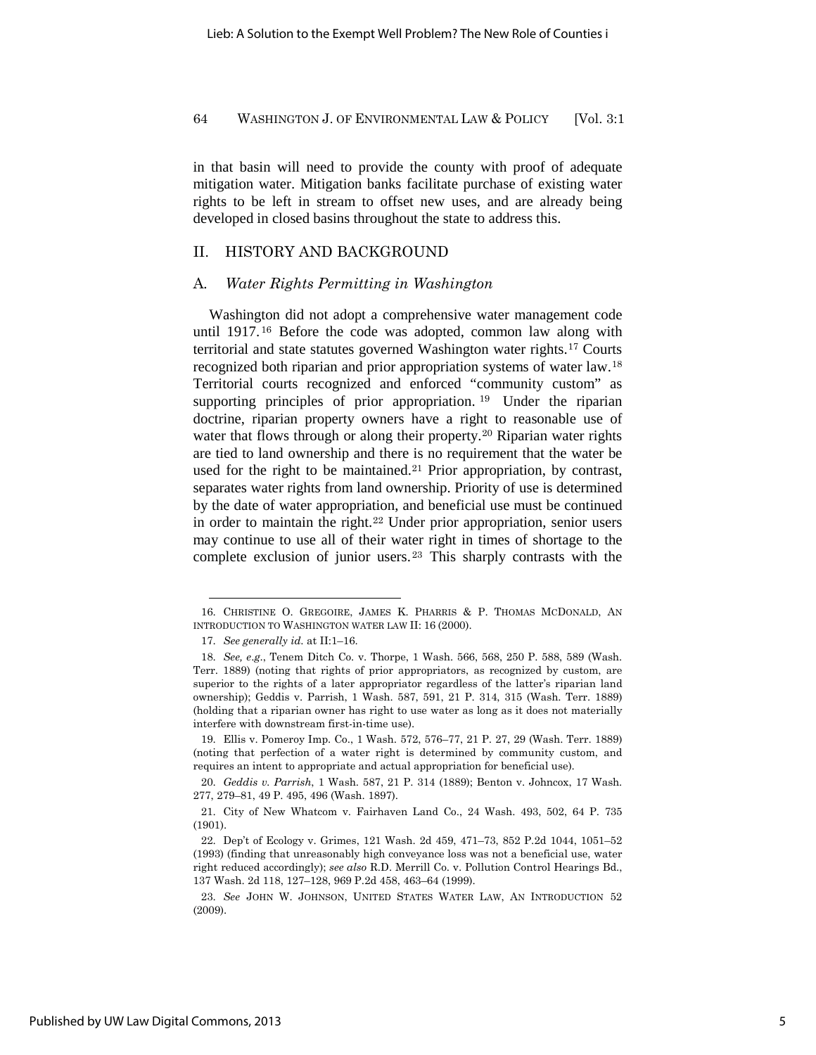in that basin will need to provide the county with proof of adequate mitigation water. Mitigation banks facilitate purchase of existing water rights to be left in stream to offset new uses, and are already being developed in closed basins throughout the state to address this.

## II. HISTORY AND BACKGROUND

### A. *Water Rights Permitting in Washington*

Washington did not adopt a comprehensive water management code until 1917.[16] Before the code was adopted, common law along with territorial and state statutes governed Washington water rights.[17] Courts recognized both riparian and prior appropriation systems of water law.[18] Territorial courts recognized and enforced "community custom" as supporting principles of prior appropriation.[19] Under the riparian doctrine, riparian property owners have a right to reasonable use of water that flows through or along their property.[20] Riparian water rights are tied to land ownership and there is no requirement that the water be used for the right to be maintained.[21] Prior appropriation, by contrast, separates water rights from land ownership. Priority of use is determined by the date of water appropriation, and beneficial use must be continued in order to maintain the right.[22] Under prior appropriation, senior users may continue to use all of their water right in times of shortage to the complete exclusion of junior users.[23] This sharply contrasts with the

---

16. CHRISTINE O. GREGOIRE, JAMES K. PHARRIS & P. THOMAS MCDONALD, AN INTRODUCTION TO WASHINGTON WATER LAW II: 16 (2000).

17. *See generally id.* at II:1–16.

18. *See, e.g.*, Tenem Ditch Co. v. Thorpe, 1 Wash. 566, 568, 250 P. 588, 589 (Wash. Terr. 1889) (noting that rights of prior appropriators, as recognized by custom, are superior to the rights of a later appropriator regardless of the latter's riparian land ownership); Geddis v. Parrish, 1 Wash. 587, 591, 21 P. 314, 315 (Wash. Terr. 1889) (holding that a riparian owner has right to use water as long as it does not materially interfere with downstream first-in-time use).

19. Ellis v. Pomeroy Imp. Co., 1 Wash. 572, 576–77, 21 P. 27, 29 (Wash. Terr. 1889) (noting that perfection of a water right is determined by community custom, and requires an intent to appropriate and actual appropriation for beneficial use).

20. *Geddis v. Parrish*, 1 Wash. 587, 21 P. 314 (1889); Benton v. Johncox, 17 Wash. 277, 279–81, 49 P. 495, 496 (Wash. 1897).

21. City of New Whatcom v. Fairhaven Land Co., 24 Wash. 493, 502, 64 P. 735 (1901).

22. Dep't of Ecology v. Grimes, 121 Wash. 2d 459, 471–73, 852 P.2d 1044, 1051–52 (1993) (finding that unreasonably high conveyance loss was not a beneficial use, water right reduced accordingly); *see also* R.D. Merrill Co. v. Pollution Control Hearings Bd., 137 Wash. 2d 118, 127–128, 969 P.2d 458, 463–64 (1999).

23. *See* JOHN W. JOHNSON, UNITED STATES WATER LAW, AN INTRODUCTION 52 (2009).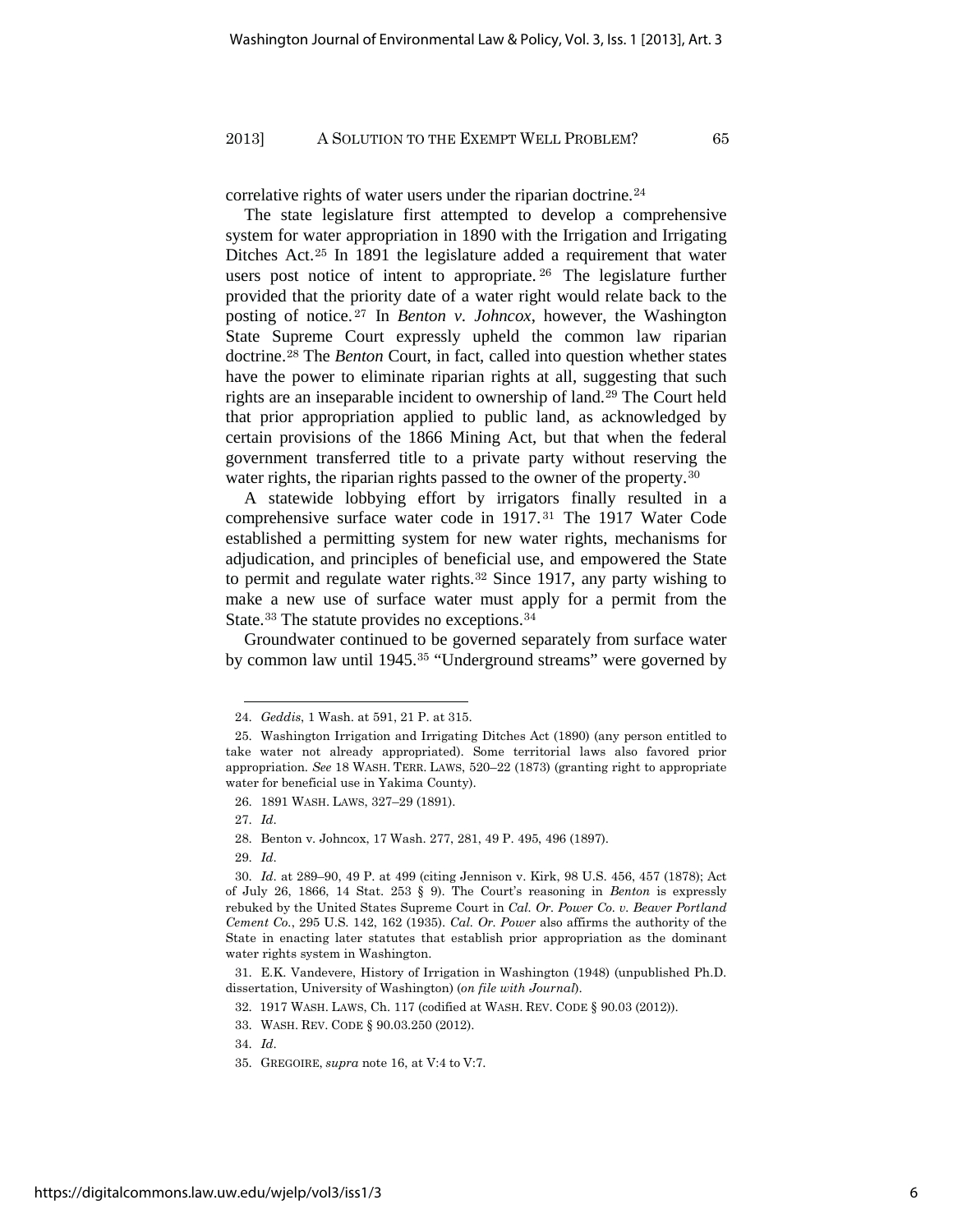correlative rights of water users under the riparian doctrine.[24]

The state legislature first attempted to develop a comprehensive system for water appropriation in 1890 with the Irrigation and Irrigating Ditches Act.[25] In 1891 the legislature added a requirement that water users post notice of intent to appropriate.[26] The legislature further provided that the priority date of a water right would relate back to the posting of notice.[27] In *Benton v. Johncox*, however, the Washington State Supreme Court expressly upheld the common law riparian doctrine.[28] The *Benton* Court, in fact, called into question whether states have the power to eliminate riparian rights at all, suggesting that such rights are an inseparable incident to ownership of land.[29] The Court held that prior appropriation applied to public land, as acknowledged by certain provisions of the 1866 Mining Act, but that when the federal government transferred title to a private party without reserving the water rights, the riparian rights passed to the owner of the property.[30]

A statewide lobbying effort by irrigators finally resulted in a comprehensive surface water code in 1917.[31] The 1917 Water Code established a permitting system for new water rights, mechanisms for adjudication, and principles of beneficial use, and empowered the State to permit and regulate water rights.[32] Since 1917, any party wishing to make a new use of surface water must apply for a permit from the State.[33] The statute provides no exceptions.[34]

Groundwater continued to be governed separately from surface water by common law until 1945.[35] "Underground streams" were governed by

---

24. *Geddis*, 1 Wash. at 591, 21 P. at 315.

25. Washington Irrigation and Irrigating Ditches Act (1890) (any person entitled to take water not already appropriated). Some territorial laws also favored prior appropriation. *See* 18 WASH. TERR. LAWS, 520–22 (1873) (granting right to appropriate water for beneficial use in Yakima County).

26. 1891 WASH. LAWS, 327–29 (1891).

27. *Id*.

28. Benton v. Johncox, 17 Wash. 277, 281, 49 P. 495, 496 (1897).

29. *Id*.

30. *Id*. at 289–90, 49 P. at 499 (citing Jennison v. Kirk, 98 U.S. 456, 457 (1878); Act of July 26, 1866, 14 Stat. 253 § 9). The Court's reasoning in *Benton* is expressly rebuked by the United States Supreme Court in *Cal. Or. Power Co. v. Beaver Portland Cement Co.*, 295 U.S. 142, 162 (1935). *Cal. Or. Power* also affirms the authority of the State in enacting later statutes that establish prior appropriation as the dominant water rights system in Washington.

31. E.K. Vandevere, History of Irrigation in Washington (1948) (unpublished Ph.D. dissertation, University of Washington) (*on file with Journal*).

32. 1917 WASH. LAWS, Ch. 117 (codified at WASH. REV. CODE § 90.03 (2012)).

33. WASH. REV. CODE § 90.03.250 (2012).

34. *Id*.

35. GREGOIRE, *supra* note 16, at V:4 to V:7.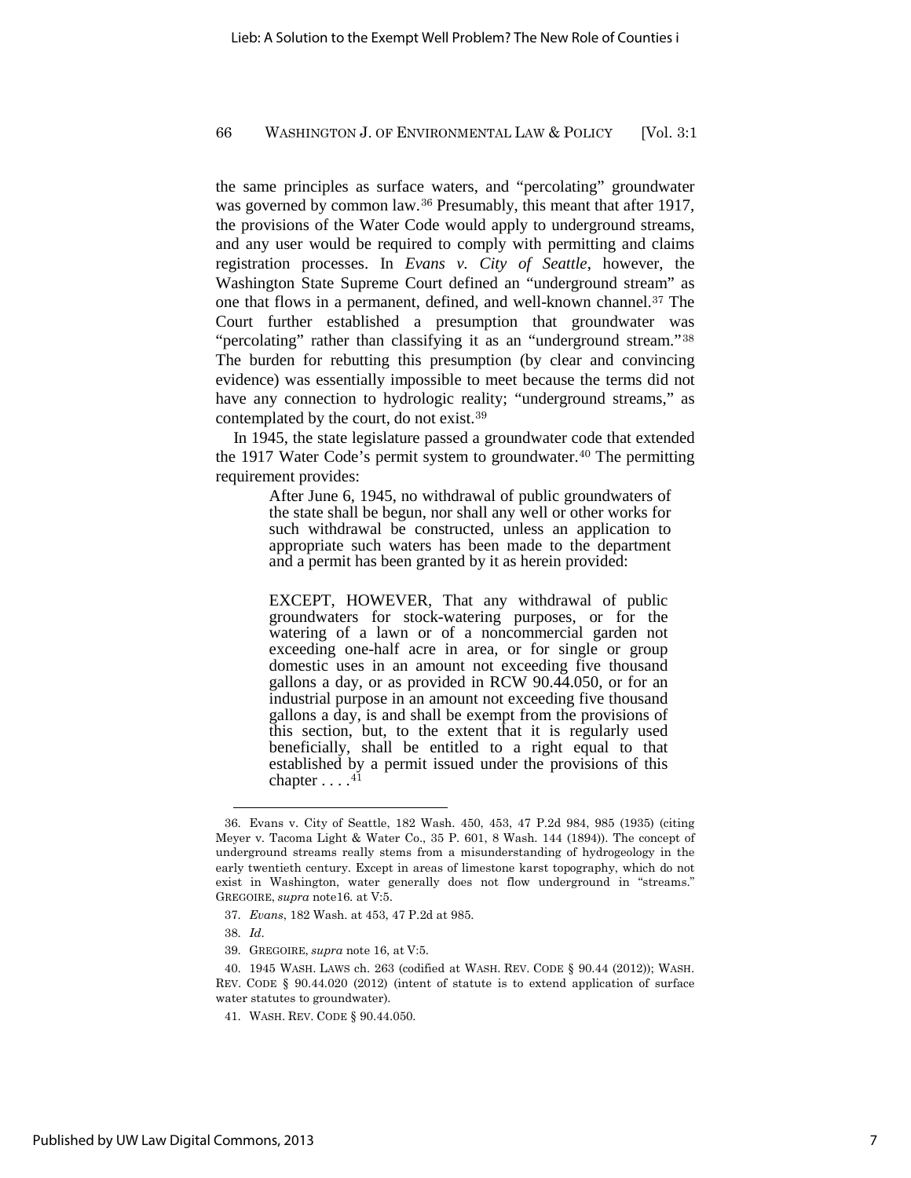the same principles as surface waters, and "percolating" groundwater was governed by common law.[36] Presumably, this meant that after 1917, the provisions of the Water Code would apply to underground streams, and any user would be required to comply with permitting and claims registration processes. In *Evans v. City of Seattle*, however, the Washington State Supreme Court defined an "underground stream" as one that flows in a permanent, defined, and well-known channel.[37] The Court further established a presumption that groundwater was "percolating" rather than classifying it as an "underground stream."[38] The burden for rebutting this presumption (by clear and convincing evidence) was essentially impossible to meet because the terms did not have any connection to hydrologic reality; "underground streams," as contemplated by the court, do not exist.[39]

In 1945, the state legislature passed a groundwater code that extended the 1917 Water Code's permit system to groundwater.[40] The permitting requirement provides:

> After June 6, 1945, no withdrawal of public groundwaters of the state shall be begun, nor shall any well or other works for such withdrawal be constructed, unless an application to appropriate such waters has been made to the department and a permit has been granted by it as herein provided:
>
> EXCEPT, HOWEVER, That any withdrawal of public groundwaters for stock-watering purposes, or for the watering of a lawn or of a noncommercial garden not exceeding one-half acre in area, or for single or group domestic uses in an amount not exceeding five thousand gallons a day, or as provided in RCW 90.44.050, or for an industrial purpose in an amount not exceeding five thousand gallons a day, is and shall be exempt from the provisions of this section, but, to the extent that it is regularly used beneficially, shall be entitled to a right equal to that established by a permit issued under the provisions of this chapter . . . .[41]

---

36. Evans v. City of Seattle, 182 Wash. 450, 453, 47 P.2d 984, 985 (1935) (citing Meyer v. Tacoma Light & Water Co., 35 P. 601, 8 Wash. 144 (1894)). The concept of underground streams really stems from a misunderstanding of hydrogeology in the early twentieth century. Except in areas of limestone karst topography, which do not exist in Washington, water generally does not flow underground in "streams." GREGOIRE, *supra* note16. at V:5.

37. *Evans*, 182 Wash. at 453, 47 P.2d at 985.

38. *Id*.

39. GREGOIRE, *supra* note 16, at V:5.

40. 1945 WASH. LAWS ch. 263 (codified at WASH. REV. CODE § 90.44 (2012)); WASH. REV. CODE § 90.44.020 (2012) (intent of statute is to extend application of surface water statutes to groundwater).

41. WASH. REV. CODE § 90.44.050.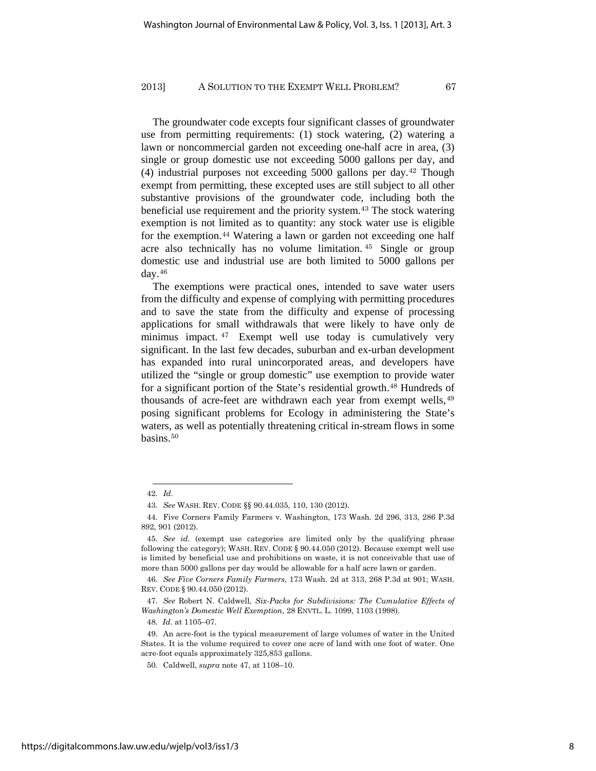The groundwater code excepts four significant classes of groundwater use from permitting requirements: (1) stock watering, (2) watering a lawn or noncommercial garden not exceeding one-half acre in area, (3) single or group domestic use not exceeding 5000 gallons per day, and (4) industrial purposes not exceeding 5000 gallons per day.[42] Though exempt from permitting, these excepted uses are still subject to all other substantive provisions of the groundwater code, including both the beneficial use requirement and the priority system.[43] The stock watering exemption is not limited as to quantity: any stock water use is eligible for the exemption.[44] Watering a lawn or garden not exceeding one half acre also technically has no volume limitation.[45] Single or group domestic use and industrial use are both limited to 5000 gallons per day.[46]

The exemptions were practical ones, intended to save water users from the difficulty and expense of complying with permitting procedures and to save the state from the difficulty and expense of processing applications for small withdrawals that were likely to have only de minimus impact.[47] Exempt well use today is cumulatively very significant. In the last few decades, suburban and ex-urban development has expanded into rural unincorporated areas, and developers have utilized the "single or group domestic" use exemption to provide water for a significant portion of the State's residential growth.[48] Hundreds of thousands of acre-feet are withdrawn each year from exempt wells,[49] posing significant problems for Ecology in administering the State's waters, as well as potentially threatening critical in-stream flows in some basins.[50]

---

42. *Id*.

43. *See* WASH. REV. CODE §§ 90.44.035, 110, 130 (2012).

44. Five Corners Family Farmers v. Washington, 173 Wash. 2d 296, 313, 286 P.3d 892, 901 (2012).

45. *See id.* (exempt use categories are limited only by the qualifying phrase following the category); WASH. REV. CODE § 90.44.050 (2012). Because exempt well use is limited by beneficial use and prohibitions on waste, it is not conceivable that use of more than 5000 gallons per day would be allowable for a half acre lawn or garden.

46. *See Five Corners Family Farmers*, 173 Wash. 2d at 313, 268 P.3d at 901; WASH. REV. CODE § 90.44.050 (2012).

47. *See* Robert N. Caldwell, *Six-Packs for Subdivisions: The Cumulative Effects of Washington's Domestic Well Exemption*, 28 ENVTL. L. 1099, 1103 (1998).

48. *Id*. at 1105–07.

49. An acre-foot is the typical measurement of large volumes of water in the United States. It is the volume required to cover one acre of land with one foot of water. One acre-foot equals approximately 325,853 gallons.

50. Caldwell, *supra* note 47, at 1108–10.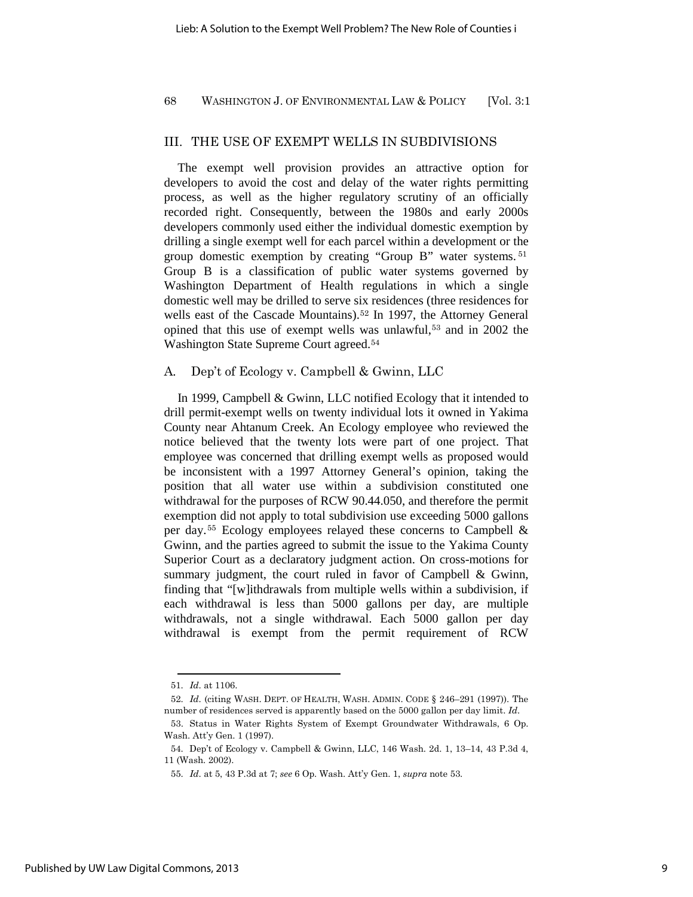## III. THE USE OF EXEMPT WELLS IN SUBDIVISIONS

The exempt well provision provides an attractive option for developers to avoid the cost and delay of the water rights permitting process, as well as the higher regulatory scrutiny of an officially recorded right. Consequently, between the 1980s and early 2000s developers commonly used either the individual domestic exemption by drilling a single exempt well for each parcel within a development or the group domestic exemption by creating "Group B" water systems.[51] Group B is a classification of public water systems governed by Washington Department of Health regulations in which a single domestic well may be drilled to serve six residences (three residences for wells east of the Cascade Mountains).[52] In 1997, the Attorney General opined that this use of exempt wells was unlawful,[53] and in 2002 the Washington State Supreme Court agreed.[54]

### A. Dep't of Ecology v. Campbell & Gwinn, LLC

In 1999, Campbell & Gwinn, LLC notified Ecology that it intended to drill permit-exempt wells on twenty individual lots it owned in Yakima County near Ahtanum Creek. An Ecology employee who reviewed the notice believed that the twenty lots were part of one project. That employee was concerned that drilling exempt wells as proposed would be inconsistent with a 1997 Attorney General's opinion, taking the position that all water use within a subdivision constituted one withdrawal for the purposes of RCW 90.44.050, and therefore the permit exemption did not apply to total subdivision use exceeding 5000 gallons per day.[55] Ecology employees relayed these concerns to Campbell & Gwinn, and the parties agreed to submit the issue to the Yakima County Superior Court as a declaratory judgment action. On cross-motions for summary judgment, the court ruled in favor of Campbell & Gwinn, finding that "[w]ithdrawals from multiple wells within a subdivision, if each withdrawal is less than 5000 gallons per day, are multiple withdrawals, not a single withdrawal. Each 5000 gallon per day withdrawal is exempt from the permit requirement of RCW

---

51. *Id*. at 1106.

52. *Id*. (citing WASH. DEPT. OF HEALTH, WASH. ADMIN. CODE § 246–291 (1997)). The number of residences served is apparently based on the 5000 gallon per day limit. *Id*.

53. Status in Water Rights System of Exempt Groundwater Withdrawals, 6 Op. Wash. Att'y Gen. 1 (1997).

54. Dep't of Ecology v. Campbell & Gwinn, LLC, 146 Wash. 2d. 1, 13–14, 43 P.3d 4, 11 (Wash. 2002).

55. *Id*. at 5, 43 P.3d at 7; *see* 6 Op. Wash. Att'y Gen. 1, *supra* note 53.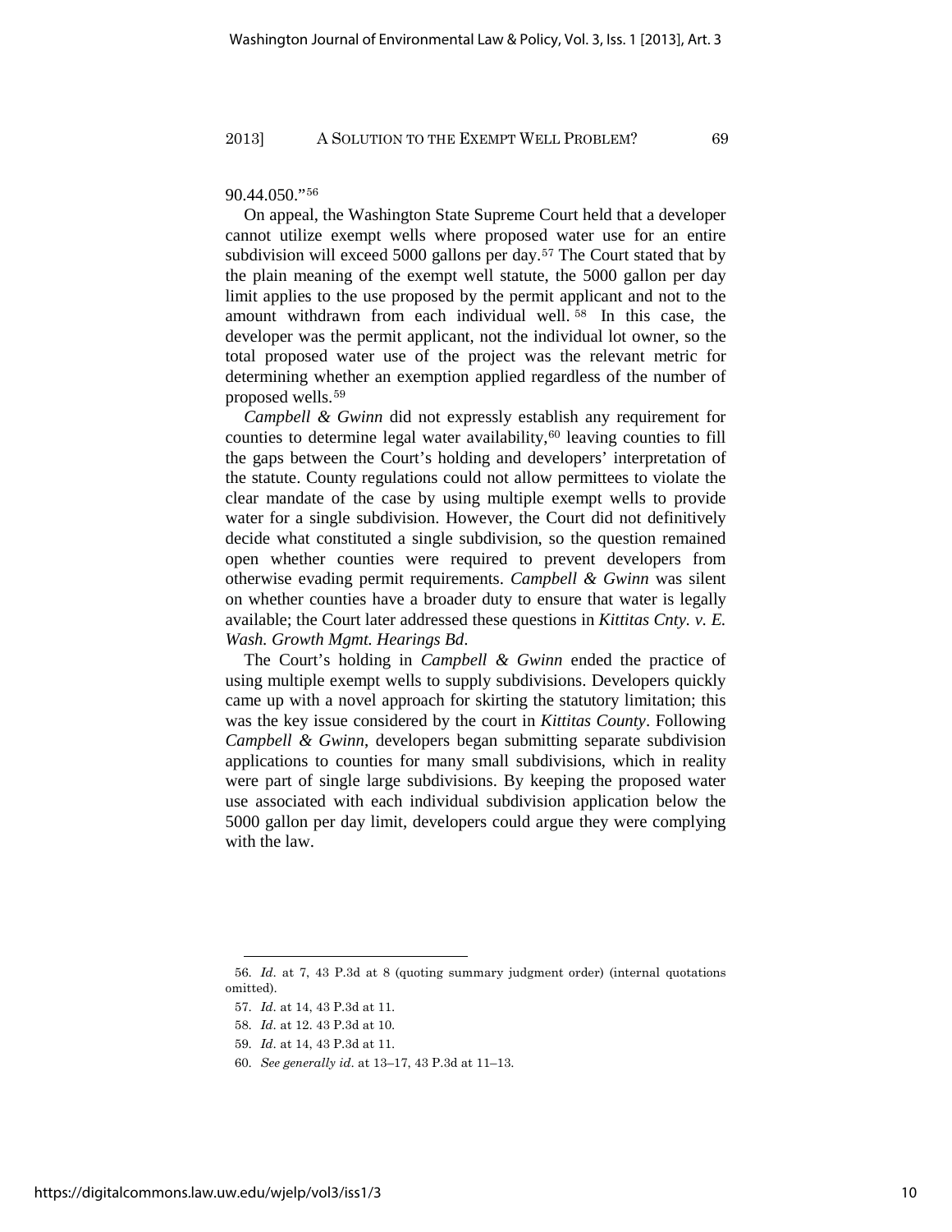90.44.050."[56]

On appeal, the Washington State Supreme Court held that a developer cannot utilize exempt wells where proposed water use for an entire subdivision will exceed 5000 gallons per day.[57] The Court stated that by the plain meaning of the exempt well statute, the 5000 gallon per day limit applies to the use proposed by the permit applicant and not to the amount withdrawn from each individual well.[58] In this case, the developer was the permit applicant, not the individual lot owner, so the total proposed water use of the project was the relevant metric for determining whether an exemption applied regardless of the number of proposed wells.[59]

*Campbell & Gwinn* did not expressly establish any requirement for counties to determine legal water availability,[60] leaving counties to fill the gaps between the Court's holding and developers' interpretation of the statute. County regulations could not allow permittees to violate the clear mandate of the case by using multiple exempt wells to provide water for a single subdivision. However, the Court did not definitively decide what constituted a single subdivision, so the question remained open whether counties were required to prevent developers from otherwise evading permit requirements. *Campbell & Gwinn* was silent on whether counties have a broader duty to ensure that water is legally available; the Court later addressed these questions in *Kittitas Cnty. v. E. Wash. Growth Mgmt. Hearings Bd*.

The Court's holding in *Campbell & Gwinn* ended the practice of using multiple exempt wells to supply subdivisions. Developers quickly came up with a novel approach for skirting the statutory limitation; this was the key issue considered by the court in *Kittitas County*. Following *Campbell & Gwinn*, developers began submitting separate subdivision applications to counties for many small subdivisions, which in reality were part of single large subdivisions. By keeping the proposed water use associated with each individual subdivision application below the 5000 gallon per day limit, developers could argue they were complying with the law.

---

56. *Id.* at 7, 43 P.3d at 8 (quoting summary judgment order) (internal quotations omitted).

57. *Id.* at 14, 43 P.3d at 11.

58. *Id.* at 12. 43 P.3d at 10.

59. *Id.* at 14, 43 P.3d at 11.

60. *See generally id.* at 13–17, 43 P.3d at 11–13.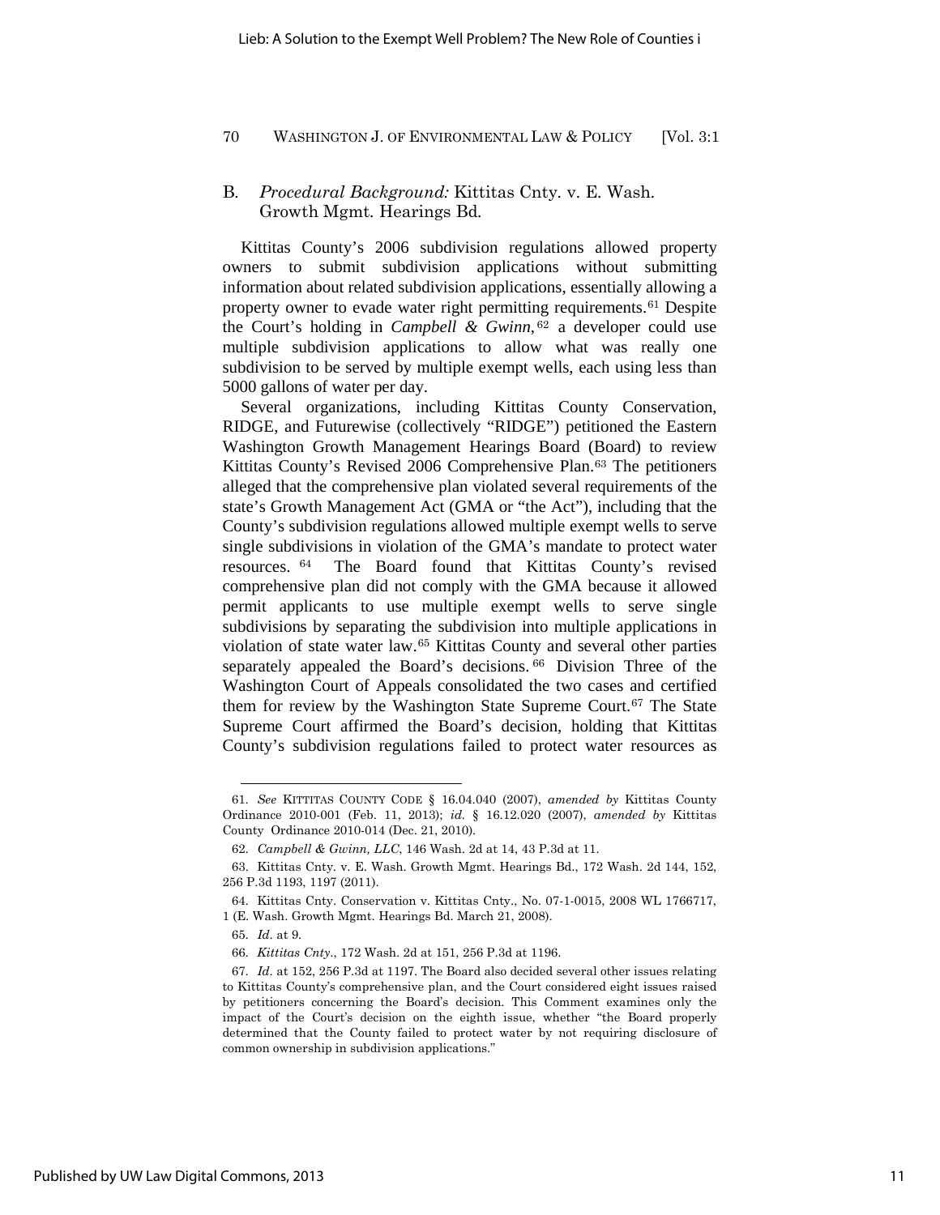### B. *Procedural Background:* Kittitas Cnty. v. E. Wash. Growth Mgmt. Hearings Bd.

Kittitas County's 2006 subdivision regulations allowed property owners to submit subdivision applications without submitting information about related subdivision applications, essentially allowing a property owner to evade water right permitting requirements.[61] Despite the Court's holding in *Campbell & Gwinn*,[62] a developer could use multiple subdivision applications to allow what was really one subdivision to be served by multiple exempt wells, each using less than 5000 gallons of water per day.

Several organizations, including Kittitas County Conservation, RIDGE, and Futurewise (collectively "RIDGE") petitioned the Eastern Washington Growth Management Hearings Board (Board) to review Kittitas County's Revised 2006 Comprehensive Plan.[63] The petitioners alleged that the comprehensive plan violated several requirements of the state's Growth Management Act (GMA or "the Act"), including that the County's subdivision regulations allowed multiple exempt wells to serve single subdivisions in violation of the GMA's mandate to protect water resources.[64] The Board found that Kittitas County's revised comprehensive plan did not comply with the GMA because it allowed permit applicants to use multiple exempt wells to serve single subdivisions by separating the subdivision into multiple applications in violation of state water law.[65] Kittitas County and several other parties separately appealed the Board's decisions.[66] Division Three of the Washington Court of Appeals consolidated the two cases and certified them for review by the Washington State Supreme Court.[67] The State Supreme Court affirmed the Board's decision, holding that Kittitas County's subdivision regulations failed to protect water resources as

---

61. *See* KITTITAS COUNTY CODE § 16.04.040 (2007), *amended by* Kittitas County Ordinance 2010-001 (Feb. 11, 2013); *id.* § 16.12.020 (2007), *amended by* Kittitas County Ordinance 2010-014 (Dec. 21, 2010).

62. *Campbell & Gwinn, LLC*, 146 Wash. 2d at 14, 43 P.3d at 11.

63. Kittitas Cnty. v. E. Wash. Growth Mgmt. Hearings Bd., 172 Wash. 2d 144, 152, 256 P.3d 1193, 1197 (2011).

64. Kittitas Cnty. Conservation v. Kittitas Cnty., No. 07-1-0015, 2008 WL 1766717, 1 (E. Wash. Growth Mgmt. Hearings Bd. March 21, 2008).

65. *Id*. at 9.

66. *Kittitas Cnty*., 172 Wash. 2d at 151, 256 P.3d at 1196.

67. *Id*. at 152, 256 P.3d at 1197. The Board also decided several other issues relating to Kittitas County's comprehensive plan, and the Court considered eight issues raised by petitioners concerning the Board's decision. This Comment examines only the impact of the Court's decision on the eighth issue, whether "the Board properly determined that the County failed to protect water by not requiring disclosure of common ownership in subdivision applications."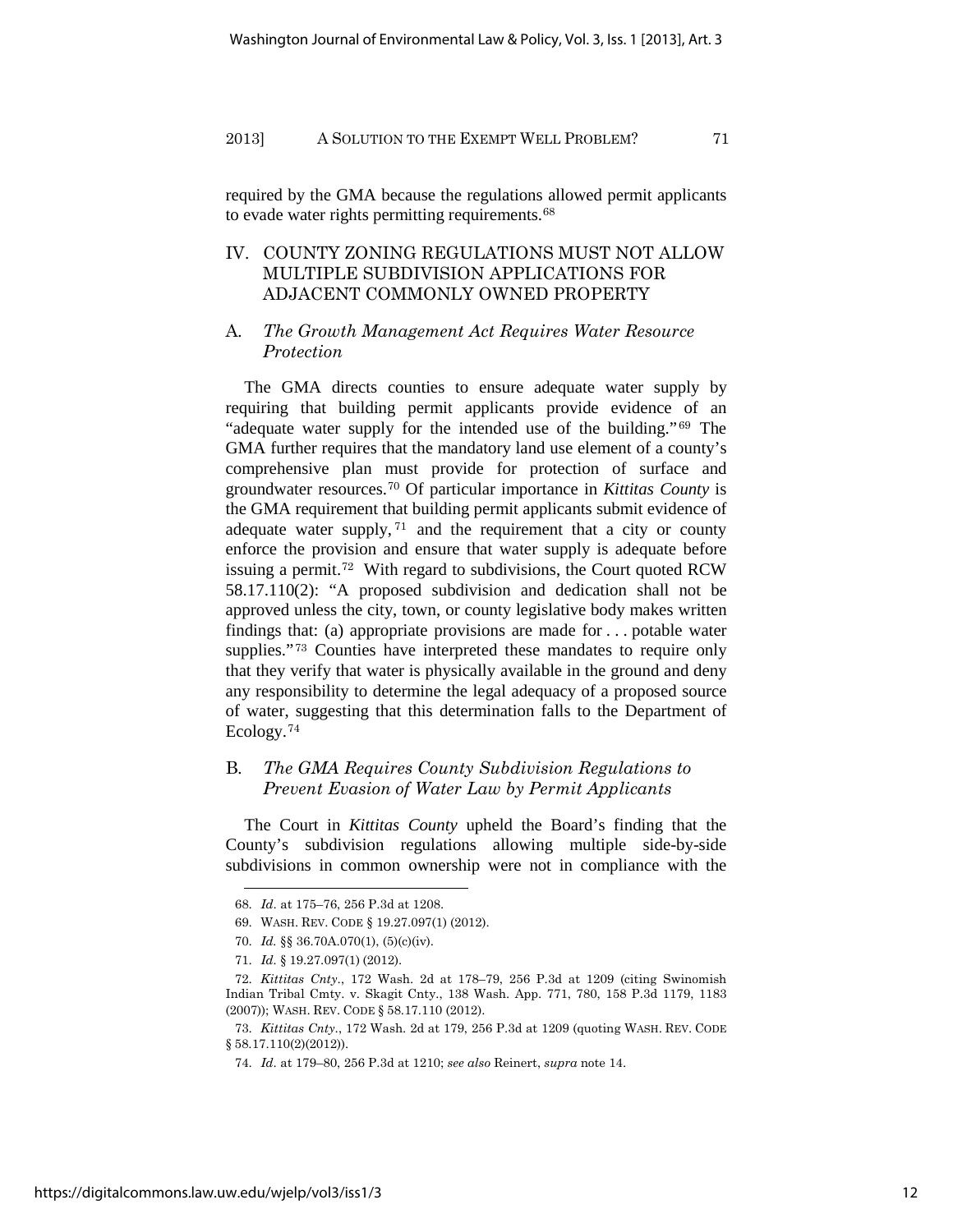required by the GMA because the regulations allowed permit applicants to evade water rights permitting requirements.[68]

## IV. COUNTY ZONING REGULATIONS MUST NOT ALLOW MULTIPLE SUBDIVISION APPLICATIONS FOR ADJACENT COMMONLY OWNED PROPERTY

### A. *The Growth Management Act Requires Water Resource Protection*

The GMA directs counties to ensure adequate water supply by requiring that building permit applicants provide evidence of an "adequate water supply for the intended use of the building."[69] The GMA further requires that the mandatory land use element of a county's comprehensive plan must provide for protection of surface and groundwater resources.[70] Of particular importance in *Kittitas County* is the GMA requirement that building permit applicants submit evidence of adequate water supply,[71] and the requirement that a city or county enforce the provision and ensure that water supply is adequate before issuing a permit.[72] With regard to subdivisions, the Court quoted RCW 58.17.110(2): "A proposed subdivision and dedication shall not be approved unless the city, town, or county legislative body makes written findings that: (a) appropriate provisions are made for . . . potable water supplies."[73] Counties have interpreted these mandates to require only that they verify that water is physically available in the ground and deny any responsibility to determine the legal adequacy of a proposed source of water, suggesting that this determination falls to the Department of Ecology.[74]

### B. *The GMA Requires County Subdivision Regulations to Prevent Evasion of Water Law by Permit Applicants*

The Court in *Kittitas County* upheld the Board's finding that the County's subdivision regulations allowing multiple side-by-side subdivisions in common ownership were not in compliance with the

---

68. *Id.* at 175–76, 256 P.3d at 1208.

69. WASH. REV. CODE § 19.27.097(1) (2012).

70. *Id.* §§ 36.70A.070(1), (5)(c)(iv).

71. *Id.* § 19.27.097(1) (2012).

72. *Kittitas Cnty.*, 172 Wash. 2d at 178–79, 256 P.3d at 1209 (citing Swinomish Indian Tribal Cmty. v. Skagit Cnty., 138 Wash. App. 771, 780, 158 P.3d 1179, 1183 (2007)); WASH. REV. CODE § 58.17.110 (2012).

73. *Kittitas Cnty.*, 172 Wash. 2d at 179, 256 P.3d at 1209 (quoting WASH. REV. CODE § 58.17.110(2)(2012)).

74. *Id.* at 179–80, 256 P.3d at 1210; *see also* Reinert, *supra* note 14.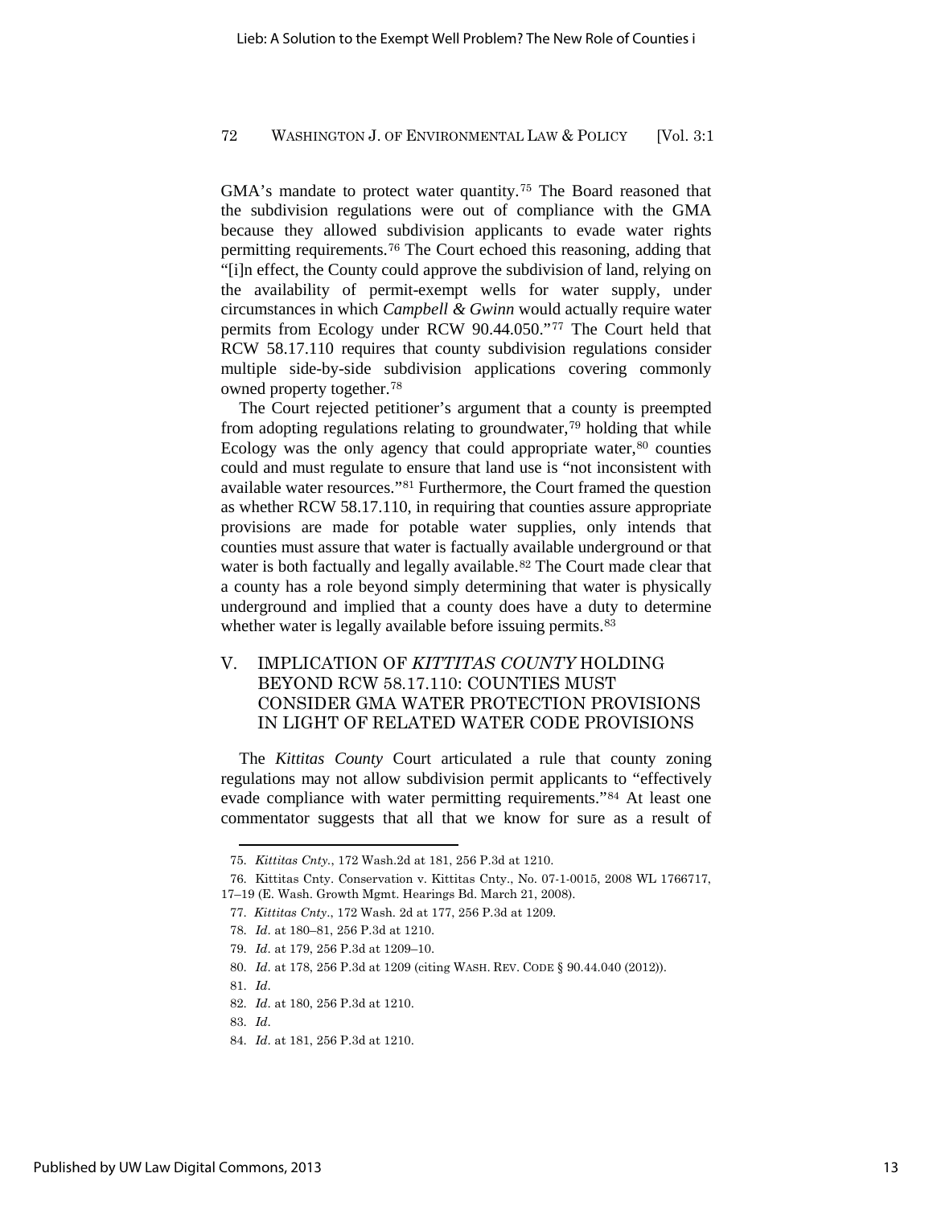GMA's mandate to protect water quantity.[75] The Board reasoned that the subdivision regulations were out of compliance with the GMA because they allowed subdivision applicants to evade water rights permitting requirements.[76] The Court echoed this reasoning, adding that "[i]n effect, the County could approve the subdivision of land, relying on the availability of permit-exempt wells for water supply, under circumstances in which *Campbell & Gwinn* would actually require water permits from Ecology under RCW 90.44.050."[77] The Court held that RCW 58.17.110 requires that county subdivision regulations consider multiple side-by-side subdivision applications covering commonly owned property together.[78]

The Court rejected petitioner's argument that a county is preempted from adopting regulations relating to groundwater,[79] holding that while Ecology was the only agency that could appropriate water,[80] counties could and must regulate to ensure that land use is "not inconsistent with available water resources."[81] Furthermore, the Court framed the question as whether RCW 58.17.110, in requiring that counties assure appropriate provisions are made for potable water supplies, only intends that counties must assure that water is factually available underground or that water is both factually and legally available.[82] The Court made clear that a county has a role beyond simply determining that water is physically underground and implied that a county does have a duty to determine whether water is legally available before issuing permits.[83]

## V. IMPLICATION OF *KITTITAS COUNTY* HOLDING BEYOND RCW 58.17.110: COUNTIES MUST CONSIDER GMA WATER PROTECTION PROVISIONS IN LIGHT OF RELATED WATER CODE PROVISIONS

The *Kittitas County* Court articulated a rule that county zoning regulations may not allow subdivision permit applicants to "effectively evade compliance with water permitting requirements."[84] At least one commentator suggests that all that we know for sure as a result of

---

75. *Kittitas Cnty.*, 172 Wash.2d at 181, 256 P.3d at 1210.

76. Kittitas Cnty. Conservation v. Kittitas Cnty., No. 07-1-0015, 2008 WL 1766717, 17–19 (E. Wash. Growth Mgmt. Hearings Bd. March 21, 2008).

77. *Kittitas Cnty*., 172 Wash. 2d at 177, 256 P.3d at 1209.

78. *Id*. at 180–81, 256 P.3d at 1210.

79. *Id*. at 179, 256 P.3d at 1209–10.

80. *Id*. at 178, 256 P.3d at 1209 (citing WASH. REV. CODE § 90.44.040 (2012)).

81. *Id*.

82. *Id*. at 180, 256 P.3d at 1210.

83. *Id*.

84. *Id*. at 181, 256 P.3d at 1210.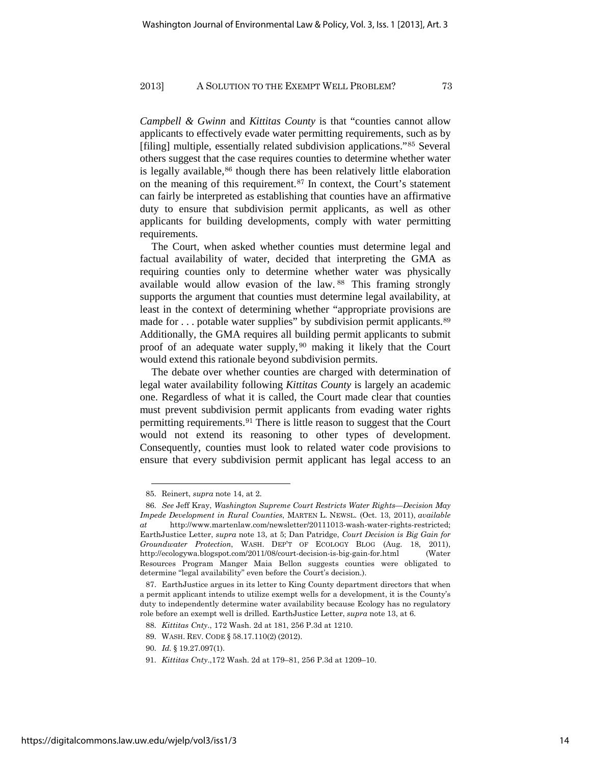*Campbell & Gwinn* and *Kittitas County* is that "counties cannot allow applicants to effectively evade water permitting requirements, such as by [filing] multiple, essentially related subdivision applications."[85] Several others suggest that the case requires counties to determine whether water is legally available,[86] though there has been relatively little elaboration on the meaning of this requirement.[87] In context, the Court's statement can fairly be interpreted as establishing that counties have an affirmative duty to ensure that subdivision permit applicants, as well as other applicants for building developments, comply with water permitting requirements.

The Court, when asked whether counties must determine legal and factual availability of water, decided that interpreting the GMA as requiring counties only to determine whether water was physically available would allow evasion of the law.[88] This framing strongly supports the argument that counties must determine legal availability, at least in the context of determining whether "appropriate provisions are made for . . . potable water supplies" by subdivision permit applicants.[89] Additionally, the GMA requires all building permit applicants to submit proof of an adequate water supply,[90] making it likely that the Court would extend this rationale beyond subdivision permits.

The debate over whether counties are charged with determination of legal water availability following *Kittitas County* is largely an academic one. Regardless of what it is called, the Court made clear that counties must prevent subdivision permit applicants from evading water rights permitting requirements.[91] There is little reason to suggest that the Court would not extend its reasoning to other types of development. Consequently, counties must look to related water code provisions to ensure that every subdivision permit applicant has legal access to an

---

85. Reinert, *supra* note 14, at 2.

86. *See* Jeff Kray, *Washington Supreme Court Restricts Water Rights—Decision May Impede Development in Rural Counties*, MARTEN L. NEWSL. (Oct. 13, 2011), *available at* http://www.martenlaw.com/newsletter/20111013-wash-water-rights-restricted; EarthJustice Letter, *supra* note 13, at 5; Dan Patridge, *Court Decision is Big Gain for Groundwater Protection*, WASH. DEP'T OF ECOLOGY BLOG (Aug. 18, 2011), http://ecologywa.blogspot.com/2011/08/court-decision-is-big-gain-for.html (Water Resources Program Manger Maia Bellon suggests counties were obligated to determine "legal availability" even before the Court's decision.).

87. EarthJustice argues in its letter to King County department directors that when a permit applicant intends to utilize exempt wells for a development, it is the County's duty to independently determine water availability because Ecology has no regulatory role before an exempt well is drilled. EarthJustice Letter, *supra* note 13, at 6.

88. *Kittitas Cnty.*, 172 Wash. 2d at 181, 256 P.3d at 1210.

89. WASH. REV. CODE § 58.17.110(2) (2012).

90. *Id.* § 19.27.097(1).

91. *Kittitas Cnty.*,172 Wash. 2d at 179–81, 256 P.3d at 1209–10.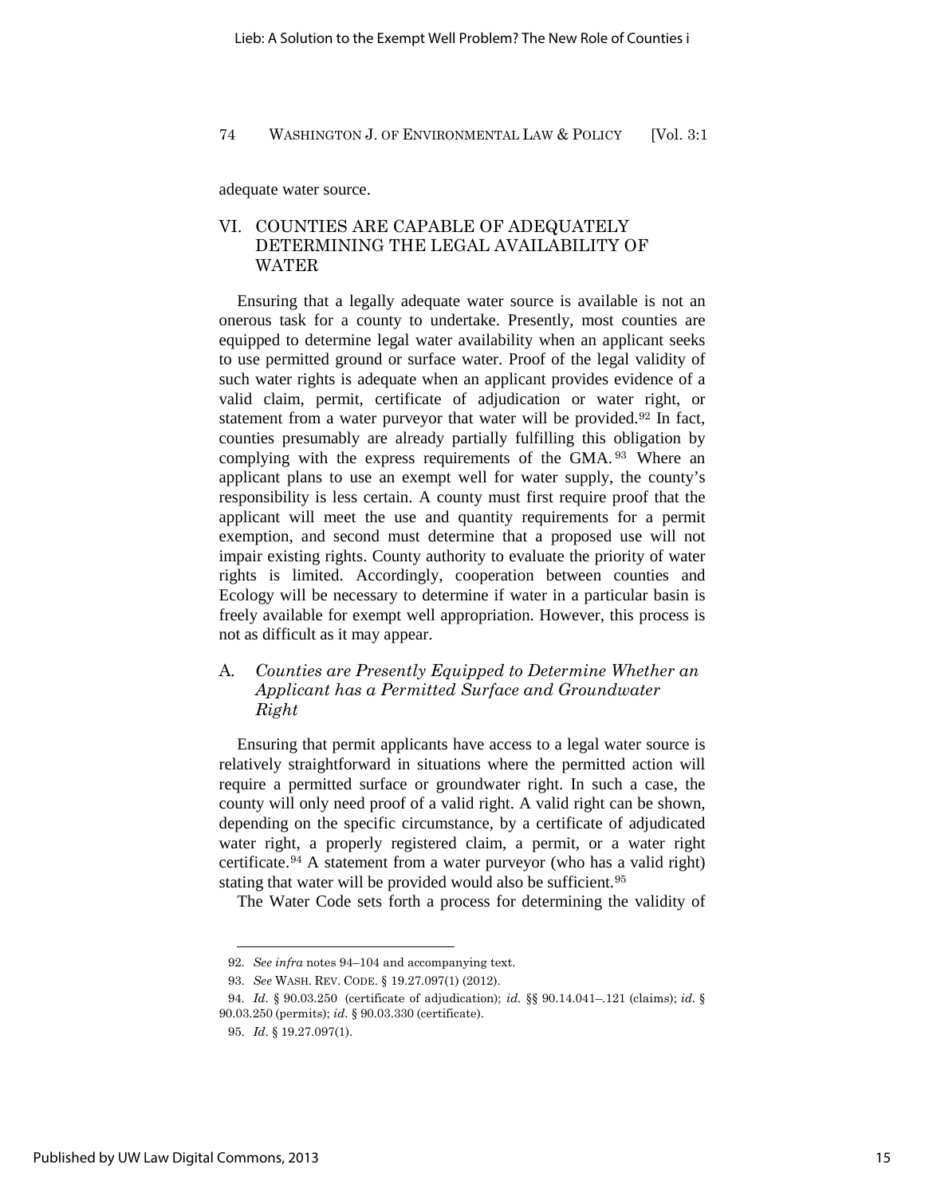adequate water source.

## VI. COUNTIES ARE CAPABLE OF ADEQUATELY DETERMINING THE LEGAL AVAILABILITY OF WATER

Ensuring that a legally adequate water source is available is not an onerous task for a county to undertake. Presently, most counties are equipped to determine legal water availability when an applicant seeks to use permitted ground or surface water. Proof of the legal validity of such water rights is adequate when an applicant provides evidence of a valid claim, permit, certificate of adjudication or water right, or statement from a water purveyor that water will be provided.[92] In fact, counties presumably are already partially fulfilling this obligation by complying with the express requirements of the GMA.[93] Where an applicant plans to use an exempt well for water supply, the county's responsibility is less certain. A county must first require proof that the applicant will meet the use and quantity requirements for a permit exemption, and second must determine that a proposed use will not impair existing rights. County authority to evaluate the priority of water rights is limited. Accordingly, cooperation between counties and Ecology will be necessary to determine if water in a particular basin is freely available for exempt well appropriation. However, this process is not as difficult as it may appear.

### A. *Counties are Presently Equipped to Determine Whether an Applicant has a Permitted Surface and Groundwater Right*

Ensuring that permit applicants have access to a legal water source is relatively straightforward in situations where the permitted action will require a permitted surface or groundwater right. In such a case, the county will only need proof of a valid right. A valid right can be shown, depending on the specific circumstance, by a certificate of adjudicated water right, a properly registered claim, a permit, or a water right certificate.[94] A statement from a water purveyor (who has a valid right) stating that water will be provided would also be sufficient.[95]

The Water Code sets forth a process for determining the validity of

---

92. *See infra* notes 94–104 and accompanying text.

93. *See* WASH. REV. CODE. § 19.27.097(1) (2012).

94. *Id*. § 90.03.250 (certificate of adjudication); *id.* §§ 90.14.041–.121 (claims); *id.* § 90.03.250 (permits); *id*. § 90.03.330 (certificate).

95. *Id*. § 19.27.097(1).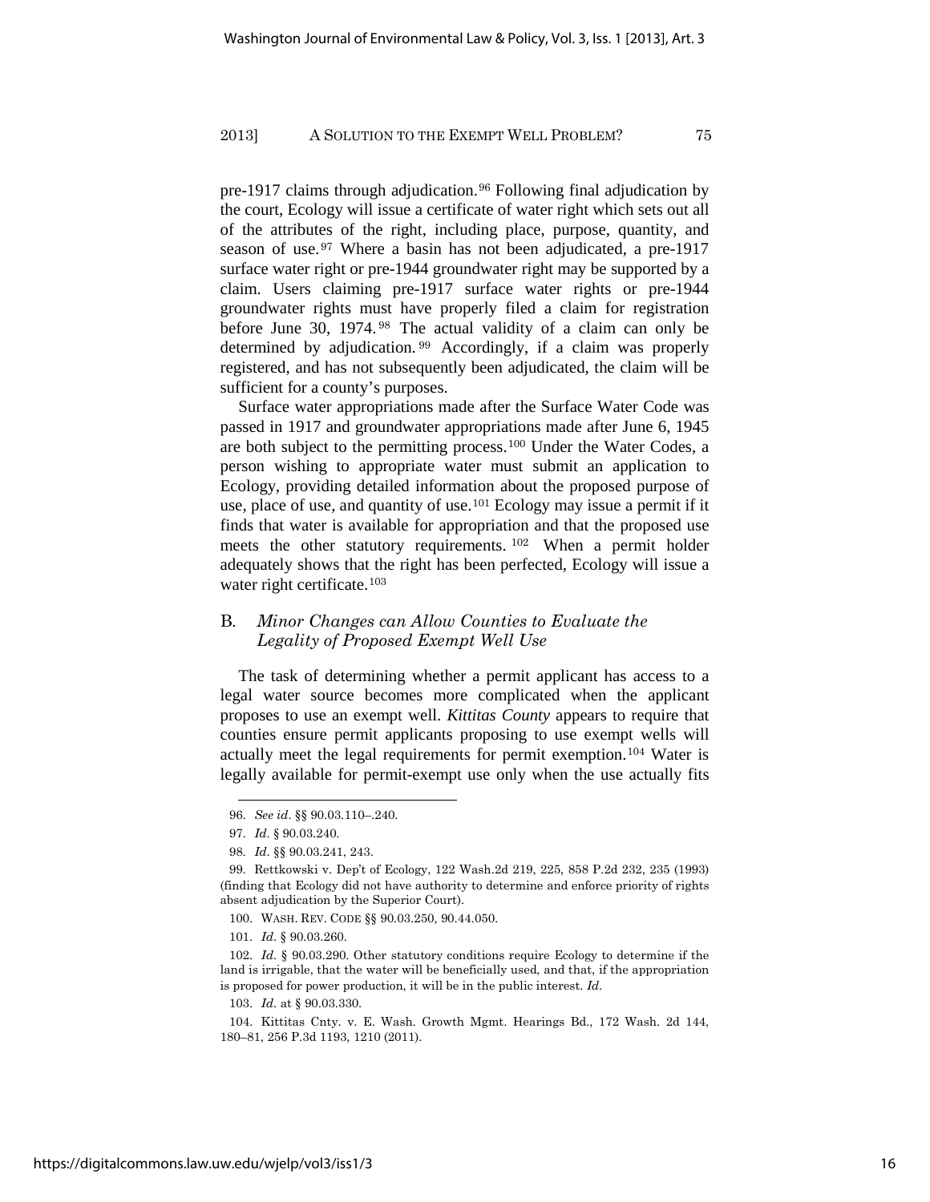pre-1917 claims through adjudication.[96] Following final adjudication by the court, Ecology will issue a certificate of water right which sets out all of the attributes of the right, including place, purpose, quantity, and season of use.[97] Where a basin has not been adjudicated, a pre-1917 surface water right or pre-1944 groundwater right may be supported by a claim. Users claiming pre-1917 surface water rights or pre-1944 groundwater rights must have properly filed a claim for registration before June 30, 1974.[98] The actual validity of a claim can only be determined by adjudication.[99] Accordingly, if a claim was properly registered, and has not subsequently been adjudicated, the claim will be sufficient for a county's purposes.

Surface water appropriations made after the Surface Water Code was passed in 1917 and groundwater appropriations made after June 6, 1945 are both subject to the permitting process.[100] Under the Water Codes, a person wishing to appropriate water must submit an application to Ecology, providing detailed information about the proposed purpose of use, place of use, and quantity of use.[101] Ecology may issue a permit if it finds that water is available for appropriation and that the proposed use meets the other statutory requirements.[102] When a permit holder adequately shows that the right has been perfected, Ecology will issue a water right certificate.[103]

### B. *Minor Changes can Allow Counties to Evaluate the Legality of Proposed Exempt Well Use*

The task of determining whether a permit applicant has access to a legal water source becomes more complicated when the applicant proposes to use an exempt well. *Kittitas County* appears to require that counties ensure permit applicants proposing to use exempt wells will actually meet the legal requirements for permit exemption.[104] Water is legally available for permit-exempt use only when the use actually fits

---

96. *See id*. §§ 90.03.110–.240.

97. *Id*. § 90.03.240.

98. *Id*. §§ 90.03.241, 243.

99. Rettkowski v. Dep't of Ecology, 122 Wash.2d 219, 225, 858 P.2d 232, 235 (1993) (finding that Ecology did not have authority to determine and enforce priority of rights absent adjudication by the Superior Court).

100. WASH. REV. CODE §§ 90.03.250, 90.44.050.

101. *Id*. § 90.03.260.

102. *Id*. § 90.03.290. Other statutory conditions require Ecology to determine if the land is irrigable, that the water will be beneficially used, and that, if the appropriation is proposed for power production, it will be in the public interest. *Id*.

103. *Id*. at § 90.03.330.

104. Kittitas Cnty. v. E. Wash. Growth Mgmt. Hearings Bd., 172 Wash. 2d 144, 180–81, 256 P.3d 1193, 1210 (2011).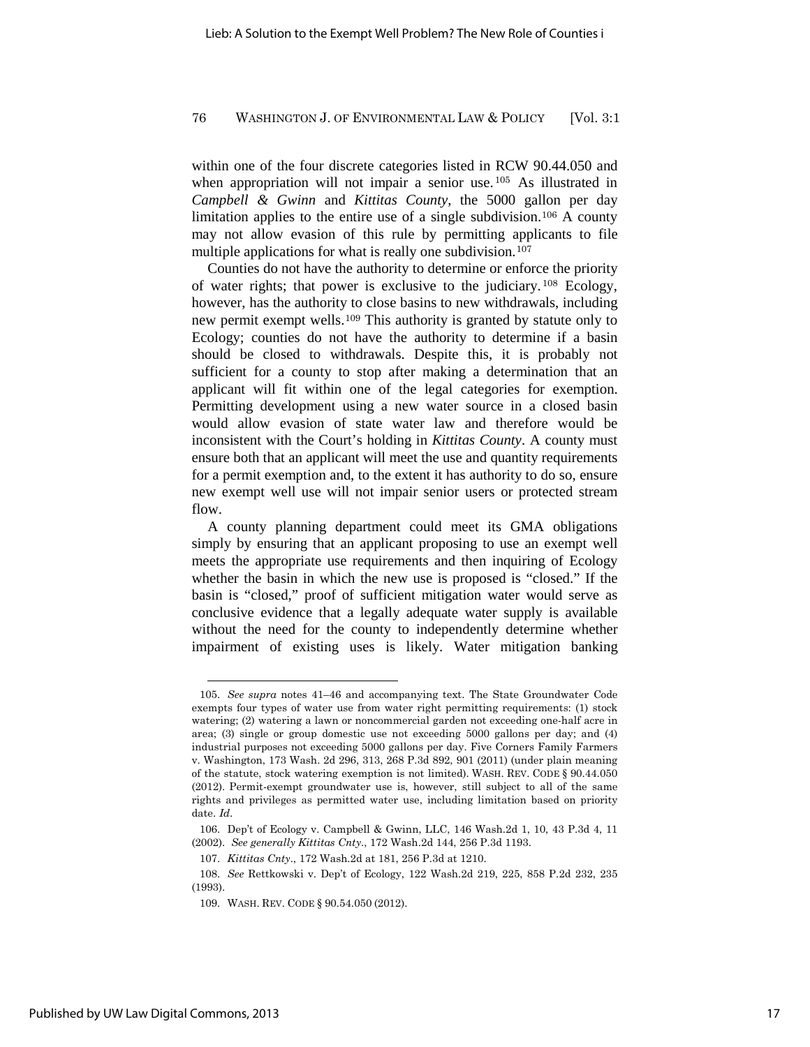within one of the four discrete categories listed in RCW 90.44.050 and when appropriation will not impair a senior use.[105] As illustrated in *Campbell & Gwinn* and *Kittitas County*, the 5000 gallon per day limitation applies to the entire use of a single subdivision.[106] A county may not allow evasion of this rule by permitting applicants to file multiple applications for what is really one subdivision.[107]

Counties do not have the authority to determine or enforce the priority of water rights; that power is exclusive to the judiciary.[108] Ecology, however, has the authority to close basins to new withdrawals, including new permit exempt wells.[109] This authority is granted by statute only to Ecology; counties do not have the authority to determine if a basin should be closed to withdrawals. Despite this, it is probably not sufficient for a county to stop after making a determination that an applicant will fit within one of the legal categories for exemption. Permitting development using a new water source in a closed basin would allow evasion of state water law and therefore would be inconsistent with the Court's holding in *Kittitas County*. A county must ensure both that an applicant will meet the use and quantity requirements for a permit exemption and, to the extent it has authority to do so, ensure new exempt well use will not impair senior users or protected stream flow.

A county planning department could meet its GMA obligations simply by ensuring that an applicant proposing to use an exempt well meets the appropriate use requirements and then inquiring of Ecology whether the basin in which the new use is proposed is "closed." If the basin is "closed," proof of sufficient mitigation water would serve as conclusive evidence that a legally adequate water supply is available without the need for the county to independently determine whether impairment of existing uses is likely. Water mitigation banking

---

105. *See supra* notes 41–46 and accompanying text. The State Groundwater Code exempts four types of water use from water right permitting requirements: (1) stock watering; (2) watering a lawn or noncommercial garden not exceeding one-half acre in area; (3) single or group domestic use not exceeding 5000 gallons per day; and (4) industrial purposes not exceeding 5000 gallons per day. Five Corners Family Farmers v. Washington, 173 Wash. 2d 296, 313, 268 P.3d 892, 901 (2011) (under plain meaning of the statute, stock watering exemption is not limited). WASH. REV. CODE § 90.44.050 (2012). Permit-exempt groundwater use is, however, still subject to all of the same rights and privileges as permitted water use, including limitation based on priority date. *Id*.

106. Dep't of Ecology v. Campbell & Gwinn, LLC, 146 Wash.2d 1, 10, 43 P.3d 4, 11 (2002). *See generally Kittitas Cnty*., 172 Wash.2d 144, 256 P.3d 1193.

107. *Kittitas Cnty*., 172 Wash.2d at 181, 256 P.3d at 1210.

108. *See* Rettkowski v. Dep't of Ecology, 122 Wash.2d 219, 225, 858 P.2d 232, 235 (1993).

109. WASH. REV. CODE § 90.54.050 (2012).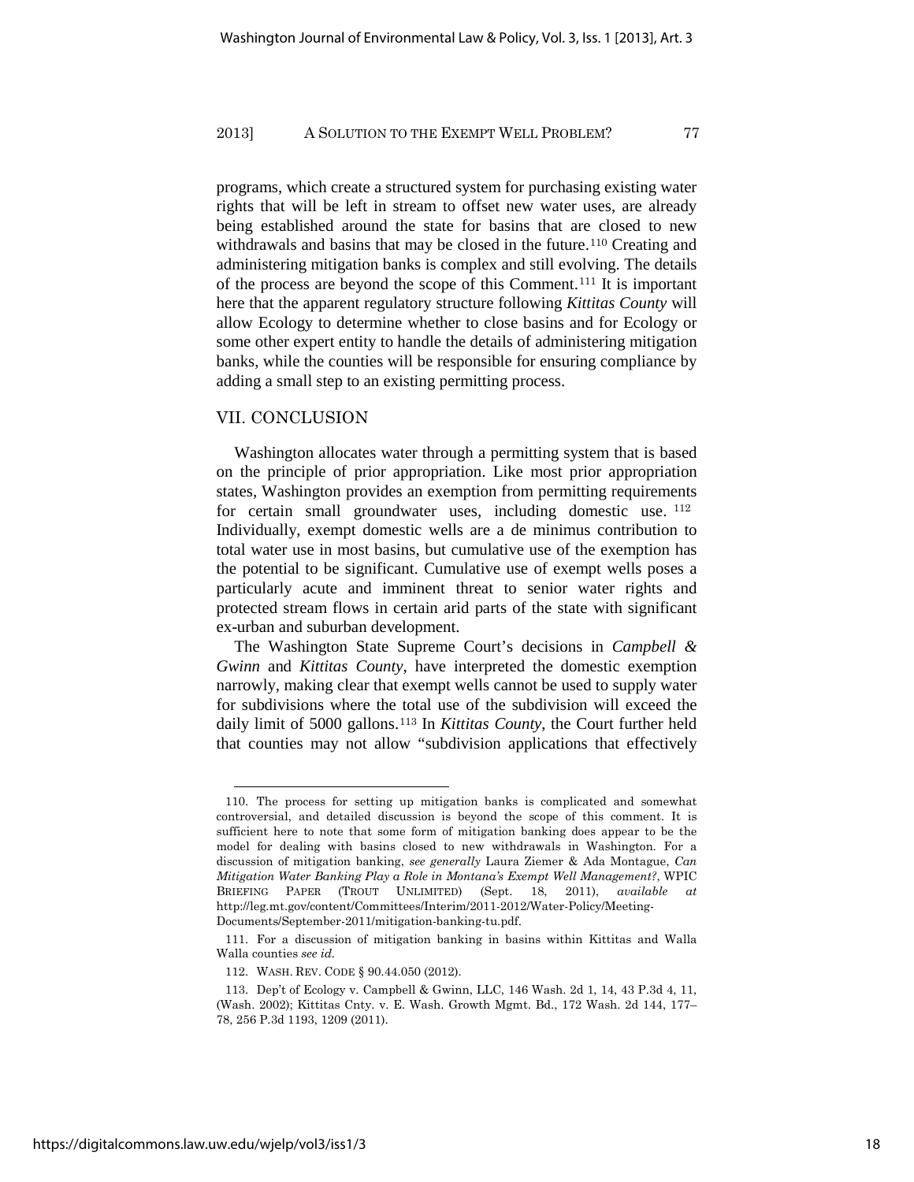programs, which create a structured system for purchasing existing water rights that will be left in stream to offset new water uses, are already being established around the state for basins that are closed to new withdrawals and basins that may be closed in the future.[110] Creating and administering mitigation banks is complex and still evolving. The details of the process are beyond the scope of this Comment.[111] It is important here that the apparent regulatory structure following *Kittitas County* will allow Ecology to determine whether to close basins and for Ecology or some other expert entity to handle the details of administering mitigation banks, while the counties will be responsible for ensuring compliance by adding a small step to an existing permitting process.

## VII. CONCLUSION

Washington allocates water through a permitting system that is based on the principle of prior appropriation. Like most prior appropriation states, Washington provides an exemption from permitting requirements for certain small groundwater uses, including domestic use.[112] Individually, exempt domestic wells are a de minimus contribution to total water use in most basins, but cumulative use of the exemption has the potential to be significant. Cumulative use of exempt wells poses a particularly acute and imminent threat to senior water rights and protected stream flows in certain arid parts of the state with significant ex-urban and suburban development.

The Washington State Supreme Court's decisions in *Campbell & Gwinn* and *Kittitas County*, have interpreted the domestic exemption narrowly, making clear that exempt wells cannot be used to supply water for subdivisions where the total use of the subdivision will exceed the daily limit of 5000 gallons.[113] In *Kittitas County*, the Court further held that counties may not allow "subdivision applications that effectively

---

110. The process for setting up mitigation banks is complicated and somewhat controversial, and detailed discussion is beyond the scope of this comment. It is sufficient here to note that some form of mitigation banking does appear to be the model for dealing with basins closed to new withdrawals in Washington. For a discussion of mitigation banking, *see generally* Laura Ziemer & Ada Montague, *Can Mitigation Water Banking Play a Role in Montana's Exempt Well Management?*, WPIC BRIEFING PAPER (TROUT UNLIMITED) (Sept. 18, 2011), *available at* http://leg.mt.gov/content/Committees/Interim/2011-2012/Water-Policy/Meeting-Documents/September-2011/mitigation-banking-tu.pdf.

111. For a discussion of mitigation banking in basins within Kittitas and Walla Walla counties *see id.*

112. WASH. REV. CODE § 90.44.050 (2012).

113. Dep't of Ecology v. Campbell & Gwinn, LLC, 146 Wash. 2d 1, 14, 43 P.3d 4, 11, (Wash. 2002); Kittitas Cnty. v. E. Wash. Growth Mgmt. Bd., 172 Wash. 2d 144, 177–78, 256 P.3d 1193, 1209 (2011).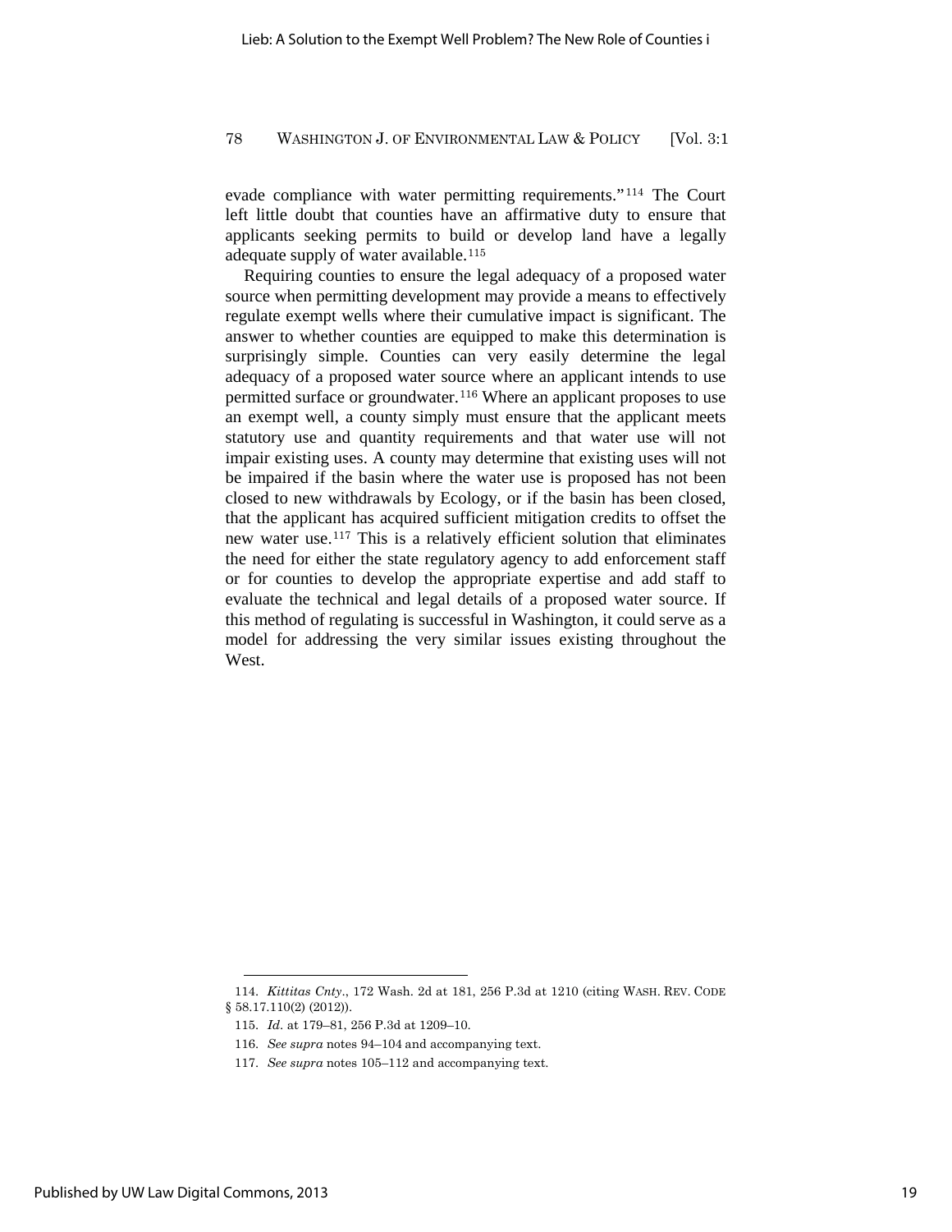evade compliance with water permitting requirements."[114] The Court left little doubt that counties have an affirmative duty to ensure that applicants seeking permits to build or develop land have a legally adequate supply of water available.[115]

Requiring counties to ensure the legal adequacy of a proposed water source when permitting development may provide a means to effectively regulate exempt wells where their cumulative impact is significant. The answer to whether counties are equipped to make this determination is surprisingly simple. Counties can very easily determine the legal adequacy of a proposed water source where an applicant intends to use permitted surface or groundwater.[116] Where an applicant proposes to use an exempt well, a county simply must ensure that the applicant meets statutory use and quantity requirements and that water use will not impair existing uses. A county may determine that existing uses will not be impaired if the basin where the water use is proposed has not been closed to new withdrawals by Ecology, or if the basin has been closed, that the applicant has acquired sufficient mitigation credits to offset the new water use.[117] This is a relatively efficient solution that eliminates the need for either the state regulatory agency to add enforcement staff or for counties to develop the appropriate expertise and add staff to evaluate the technical and legal details of a proposed water source. If this method of regulating is successful in Washington, it could serve as a model for addressing the very similar issues existing throughout the West.

---

114. *Kittitas Cnty*., 172 Wash. 2d at 181, 256 P.3d at 1210 (citing WASH. REV. CODE § 58.17.110(2) (2012)).

115. *Id*. at 179–81, 256 P.3d at 1209–10.

116. *See supra* notes 94–104 and accompanying text.

117. *See supra* notes 105–112 and accompanying text.